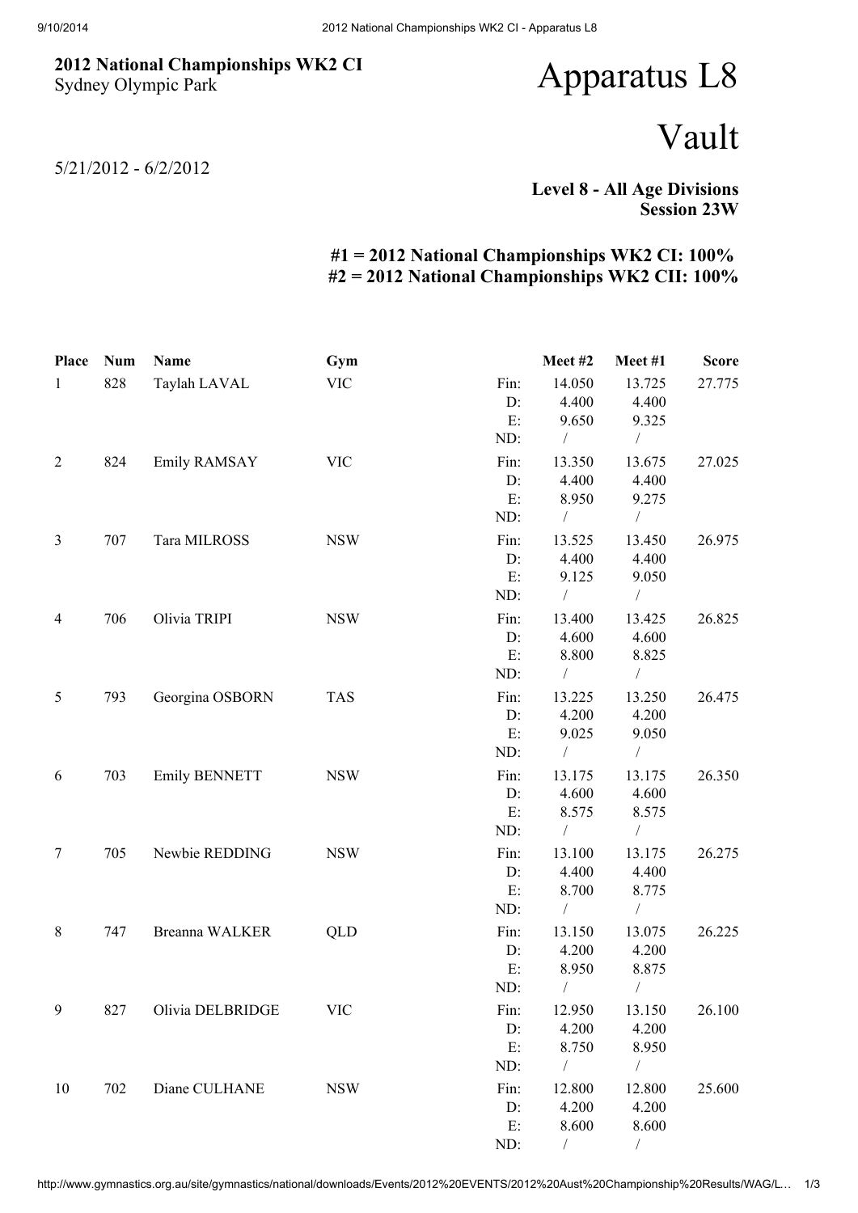**2012 National Championships WK2 CI**
Sydney Olympic Park

# Apparatus L8

# Vault

5/21/2012 - 6/2/2012

**Level 8 - All Age Divisions**
**Session 23W**

**#1 = 2012 National Championships WK2 CI: 100%**
**#2 = 2012 National Championships WK2 CII: 100%**

| Place | Num | Name | Gym | | Meet #2 | Meet #1 | Score |
|---|---|---|---|---|---|---|---|
| 1 | 828 | Taylah LAVAL | VIC | Fin: | 14.050 | 13.725 | 27.775 |
| | | | | D: | 4.400 | 4.400 | |
| | | | | E: | 9.650 | 9.325 | |
| | | | | ND: | / | / | |
| 2 | 824 | Emily RAMSAY | VIC | Fin: | 13.350 | 13.675 | 27.025 |
| | | | | D: | 4.400 | 4.400 | |
| | | | | E: | 8.950 | 9.275 | |
| | | | | ND: | / | / | |
| 3 | 707 | Tara MILROSS | NSW | Fin: | 13.525 | 13.450 | 26.975 |
| | | | | D: | 4.400 | 4.400 | |
| | | | | E: | 9.125 | 9.050 | |
| | | | | ND: | / | / | |
| 4 | 706 | Olivia TRIPI | NSW | Fin: | 13.400 | 13.425 | 26.825 |
| | | | | D: | 4.600 | 4.600 | |
| | | | | E: | 8.800 | 8.825 | |
| | | | | ND: | / | / | |
| 5 | 793 | Georgina OSBORN | TAS | Fin: | 13.225 | 13.250 | 26.475 |
| | | | | D: | 4.200 | 4.200 | |
| | | | | E: | 9.025 | 9.050 | |
| | | | | ND: | / | / | |
| 6 | 703 | Emily BENNETT | NSW | Fin: | 13.175 | 13.175 | 26.350 |
| | | | | D: | 4.600 | 4.600 | |
| | | | | E: | 8.575 | 8.575 | |
| | | | | ND: | / | / | |
| 7 | 705 | Newbie REDDING | NSW | Fin: | 13.100 | 13.175 | 26.275 |
| | | | | D: | 4.400 | 4.400 | |
| | | | | E: | 8.700 | 8.775 | |
| | | | | ND: | / | / | |
| 8 | 747 | Breanna WALKER | QLD | Fin: | 13.150 | 13.075 | 26.225 |
| | | | | D: | 4.200 | 4.200 | |
| | | | | E: | 8.950 | 8.875 | |
| | | | | ND: | / | / | |
| 9 | 827 | Olivia DELBRIDGE | VIC | Fin: | 12.950 | 13.150 | 26.100 |
| | | | | D: | 4.200 | 4.200 | |
| | | | | E: | 8.750 | 8.950 | |
| | | | | ND: | / | / | |
| 10 | 702 | Diane CULHANE | NSW | Fin: | 12.800 | 12.800 | 25.600 |
| | | | | D: | 4.200 | 4.200 | |
| | | | | E: | 8.600 | 8.600 | |
| | | | | ND: | / | / | |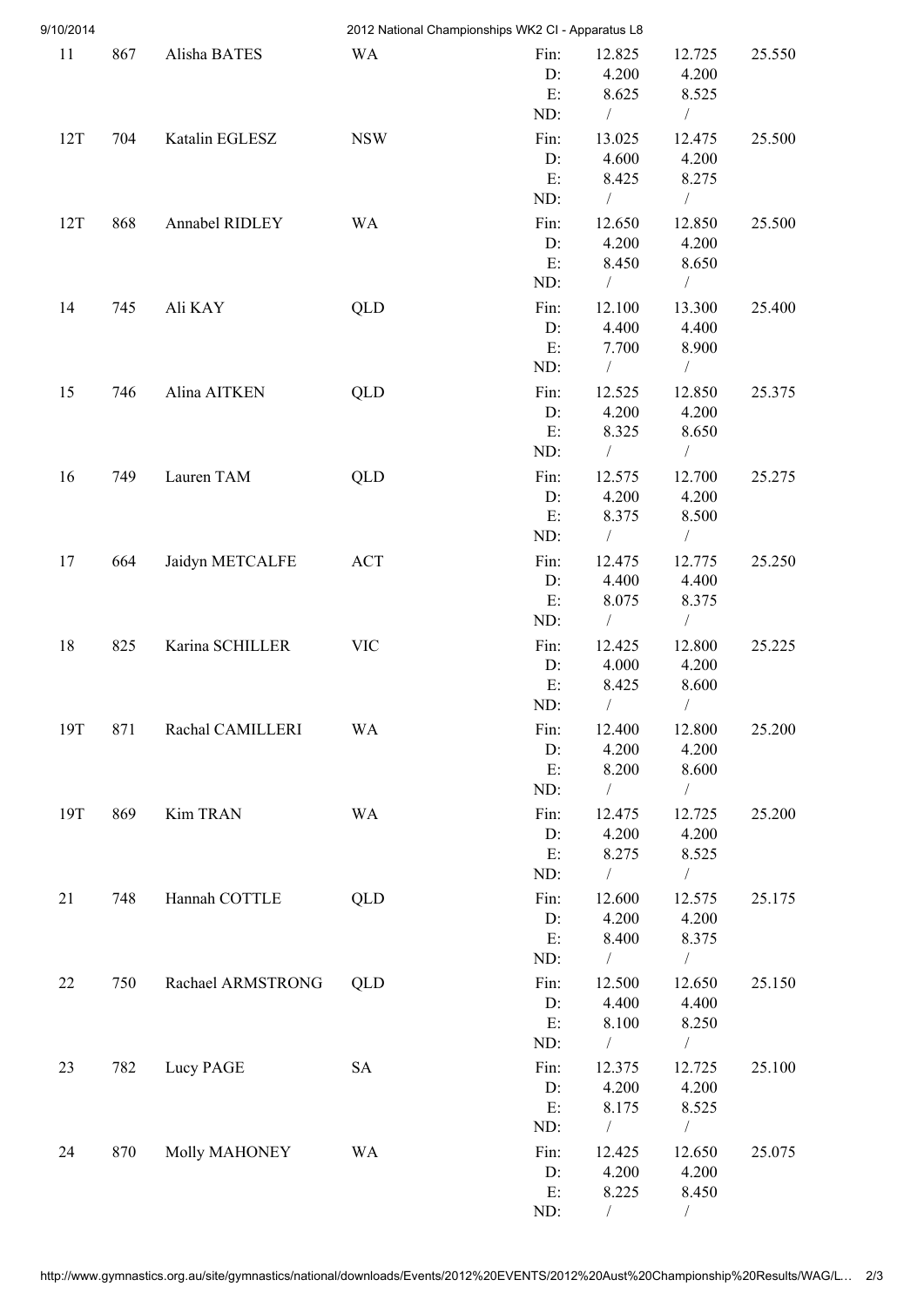| Rank | No. | Name | State | | Apparatus 1 | Apparatus 2 | Total |
|---|---|---|---|---|---|---|---|
| 11 | 867 | Alisha BATES | WA | Fin: | 12.825 | 12.725 | 25.550 |
| | | | | D: | 4.200 | 4.200 | |
| | | | | E: | 8.625 | 8.525 | |
| | | | | ND: | / | / | |
| 12T | 704 | Katalin EGLESZ | NSW | Fin: | 13.025 | 12.475 | 25.500 |
| | | | | D: | 4.600 | 4.200 | |
| | | | | E: | 8.425 | 8.275 | |
| | | | | ND: | / | / | |
| 12T | 868 | Annabel RIDLEY | WA | Fin: | 12.650 | 12.850 | 25.500 |
| | | | | D: | 4.200 | 4.200 | |
| | | | | E: | 8.450 | 8.650 | |
| | | | | ND: | / | / | |
| 14 | 745 | Ali KAY | QLD | Fin: | 12.100 | 13.300 | 25.400 |
| | | | | D: | 4.400 | 4.400 | |
| | | | | E: | 7.700 | 8.900 | |
| | | | | ND: | / | / | |
| 15 | 746 | Alina AITKEN | QLD | Fin: | 12.525 | 12.850 | 25.375 |
| | | | | D: | 4.200 | 4.200 | |
| | | | | E: | 8.325 | 8.650 | |
| | | | | ND: | / | / | |
| 16 | 749 | Lauren TAM | QLD | Fin: | 12.575 | 12.700 | 25.275 |
| | | | | D: | 4.200 | 4.200 | |
| | | | | E: | 8.375 | 8.500 | |
| | | | | ND: | / | / | |
| 17 | 664 | Jaidyn METCALFE | ACT | Fin: | 12.475 | 12.775 | 25.250 |
| | | | | D: | 4.400 | 4.400 | |
| | | | | E: | 8.075 | 8.375 | |
| | | | | ND: | / | / | |
| 18 | 825 | Karina SCHILLER | VIC | Fin: | 12.425 | 12.800 | 25.225 |
| | | | | D: | 4.000 | 4.200 | |
| | | | | E: | 8.425 | 8.600 | |
| | | | | ND: | / | / | |
| 19T | 871 | Rachal CAMILLERI | WA | Fin: | 12.400 | 12.800 | 25.200 |
| | | | | D: | 4.200 | 4.200 | |
| | | | | E: | 8.200 | 8.600 | |
| | | | | ND: | / | / | |
| 19T | 869 | Kim TRAN | WA | Fin: | 12.475 | 12.725 | 25.200 |
| | | | | D: | 4.200 | 4.200 | |
| | | | | E: | 8.275 | 8.525 | |
| | | | | ND: | / | / | |
| 21 | 748 | Hannah COTTLE | QLD | Fin: | 12.600 | 12.575 | 25.175 |
| | | | | D: | 4.200 | 4.200 | |
| | | | | E: | 8.400 | 8.375 | |
| | | | | ND: | / | / | |
| 22 | 750 | Rachael ARMSTRONG | QLD | Fin: | 12.500 | 12.650 | 25.150 |
| | | | | D: | 4.400 | 4.400 | |
| | | | | E: | 8.100 | 8.250 | |
| | | | | ND: | / | / | |
| 23 | 782 | Lucy PAGE | SA | Fin: | 12.375 | 12.725 | 25.100 |
| | | | | D: | 4.200 | 4.200 | |
| | | | | E: | 8.175 | 8.525 | |
| | | | | ND: | / | / | |
| 24 | 870 | Molly MAHONEY | WA | Fin: | 12.425 | 12.650 | 25.075 |
| | | | | D: | 4.200 | 4.200 | |
| | | | | E: | 8.225 | 8.450 | |
| | | | | ND: | / | / | |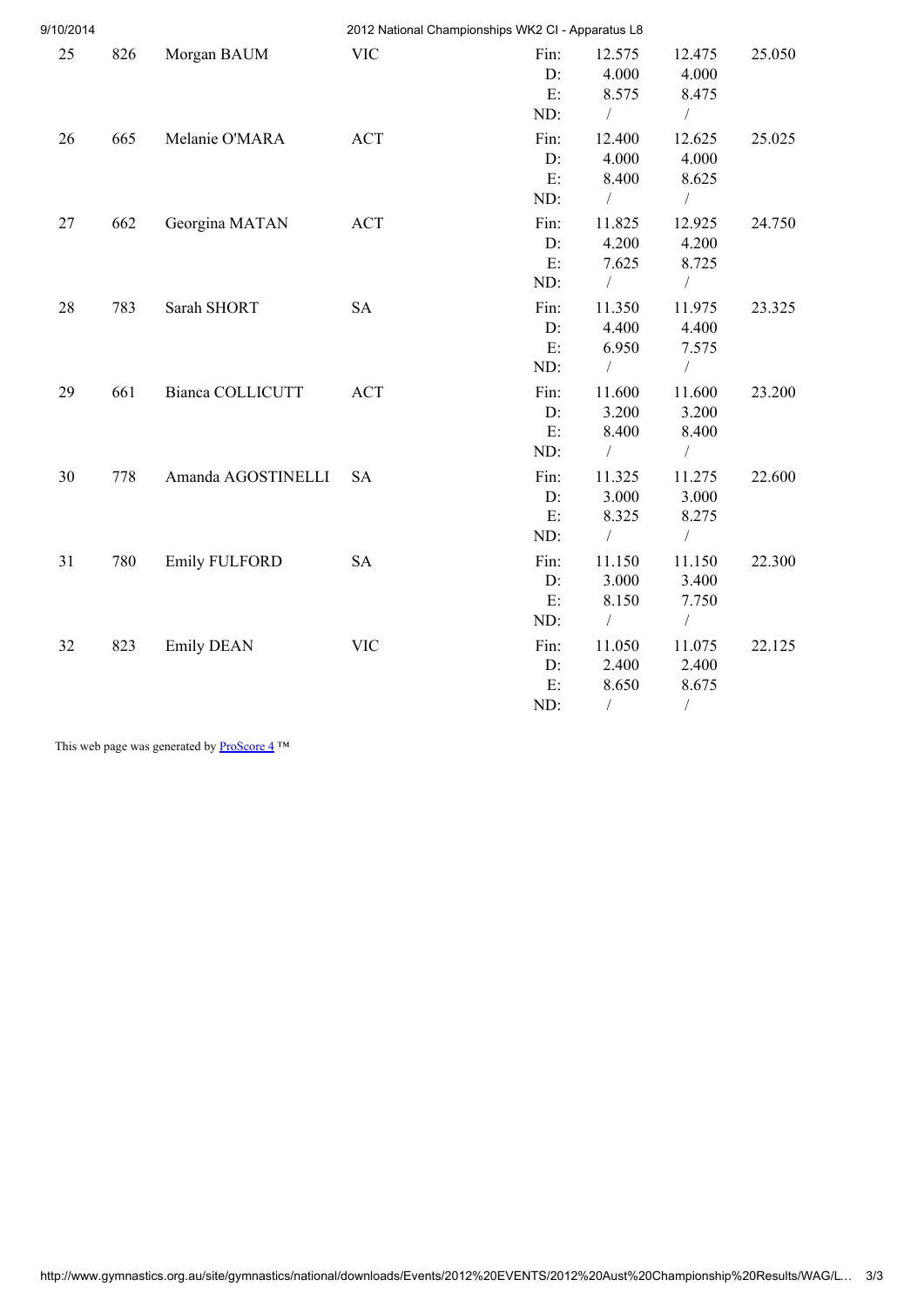| | | | | | | | |
|---|---|---|---|---|---|---|---|
| 25 | 826 | Morgan BAUM | VIC | Fin: | 12.575 | 12.475 | 25.050 |
| | | | | D: | 4.000 | 4.000 | |
| | | | | E: | 8.575 | 8.475 | |
| | | | | ND: | / | / | |
| 26 | 665 | Melanie O'MARA | ACT | Fin: | 12.400 | 12.625 | 25.025 |
| | | | | D: | 4.000 | 4.000 | |
| | | | | E: | 8.400 | 8.625 | |
| | | | | ND: | / | / | |
| 27 | 662 | Georgina MATAN | ACT | Fin: | 11.825 | 12.925 | 24.750 |
| | | | | D: | 4.200 | 4.200 | |
| | | | | E: | 7.625 | 8.725 | |
| | | | | ND: | / | / | |
| 28 | 783 | Sarah SHORT | SA | Fin: | 11.350 | 11.975 | 23.325 |
| | | | | D: | 4.400 | 4.400 | |
| | | | | E: | 6.950 | 7.575 | |
| | | | | ND: | / | / | |
| 29 | 661 | Bianca COLLICUTT | ACT | Fin: | 11.600 | 11.600 | 23.200 |
| | | | | D: | 3.200 | 3.200 | |
| | | | | E: | 8.400 | 8.400 | |
| | | | | ND: | / | / | |
| 30 | 778 | Amanda AGOSTINELLI | SA | Fin: | 11.325 | 11.275 | 22.600 |
| | | | | D: | 3.000 | 3.000 | |
| | | | | E: | 8.325 | 8.275 | |
| | | | | ND: | / | / | |
| 31 | 780 | Emily FULFORD | SA | Fin: | 11.150 | 11.150 | 22.300 |
| | | | | D: | 3.000 | 3.400 | |
| | | | | E: | 8.150 | 7.750 | |
| | | | | ND: | / | / | |
| 32 | 823 | Emily DEAN | VIC | Fin: | 11.050 | 11.075 | 22.125 |
| | | | | D: | 2.400 | 2.400 | |
| | | | | E: | 8.650 | 8.675 | |
| | | | | ND: | / | / | |

This web page was generated by ProScore 4 ™